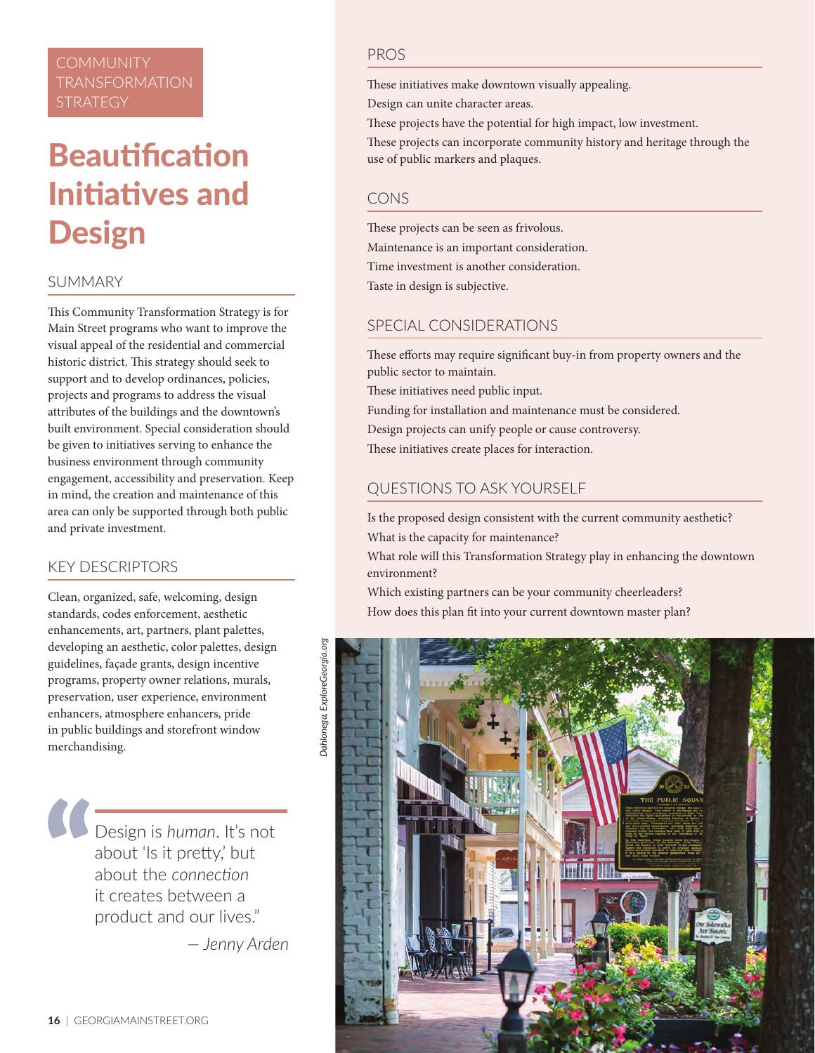COMMUNITY TRANSFORMATION STRATEGY

# Beautification Initiatives and Design

## SUMMARY

This Community Transformation Strategy is for Main Street programs who want to improve the visual appeal of the residential and commercial historic district. This strategy should seek to support and to develop ordinances, policies, projects and programs to address the visual attributes of the buildings and the downtown's built environment. Special consideration should be given to initiatives serving to enhance the business environment through community engagement, accessibility and preservation. Keep in mind, the creation and maintenance of this area can only be supported through both public and private investment.

## KEY DESCRIPTORS

Clean, organized, safe, welcoming, design standards, codes enforcement, aesthetic enhancements, art, partners, plant palettes, developing an aesthetic, color palettes, design guidelines, façade grants, design incentive programs, property owner relations, murals, preservation, user experience, environment enhancers, atmosphere enhancers, pride in public buildings and storefront window merchandising.

> Design is *human*. It's not about 'Is it pretty,' but about the *connection* it creates between a product and our lives."
>
> — *Jenny Arden*

## PROS

These initiatives make downtown visually appealing.
Design can unite character areas.
These projects have the potential for high impact, low investment.
These projects can incorporate community history and heritage through the use of public markers and plaques.

## CONS

These projects can be seen as frivolous.
Maintenance is an important consideration.
Time investment is another consideration.
Taste in design is subjective.

## SPECIAL CONSIDERATIONS

These efforts may require significant buy-in from property owners and the public sector to maintain.
These initiatives need public input.
Funding for installation and maintenance must be considered.
Design projects can unify people or cause controversy.
These initiatives create places for interaction.

## QUESTIONS TO ASK YOURSELF

Is the proposed design consistent with the current community aesthetic?
What is the capacity for maintenance?
What role will this Transformation Strategy play in enhancing the downtown environment?
Which existing partners can be your community cheerleaders?
How does this plan fit into your current downtown master plan?

*Dahlonega, ExploreGeorgia.org*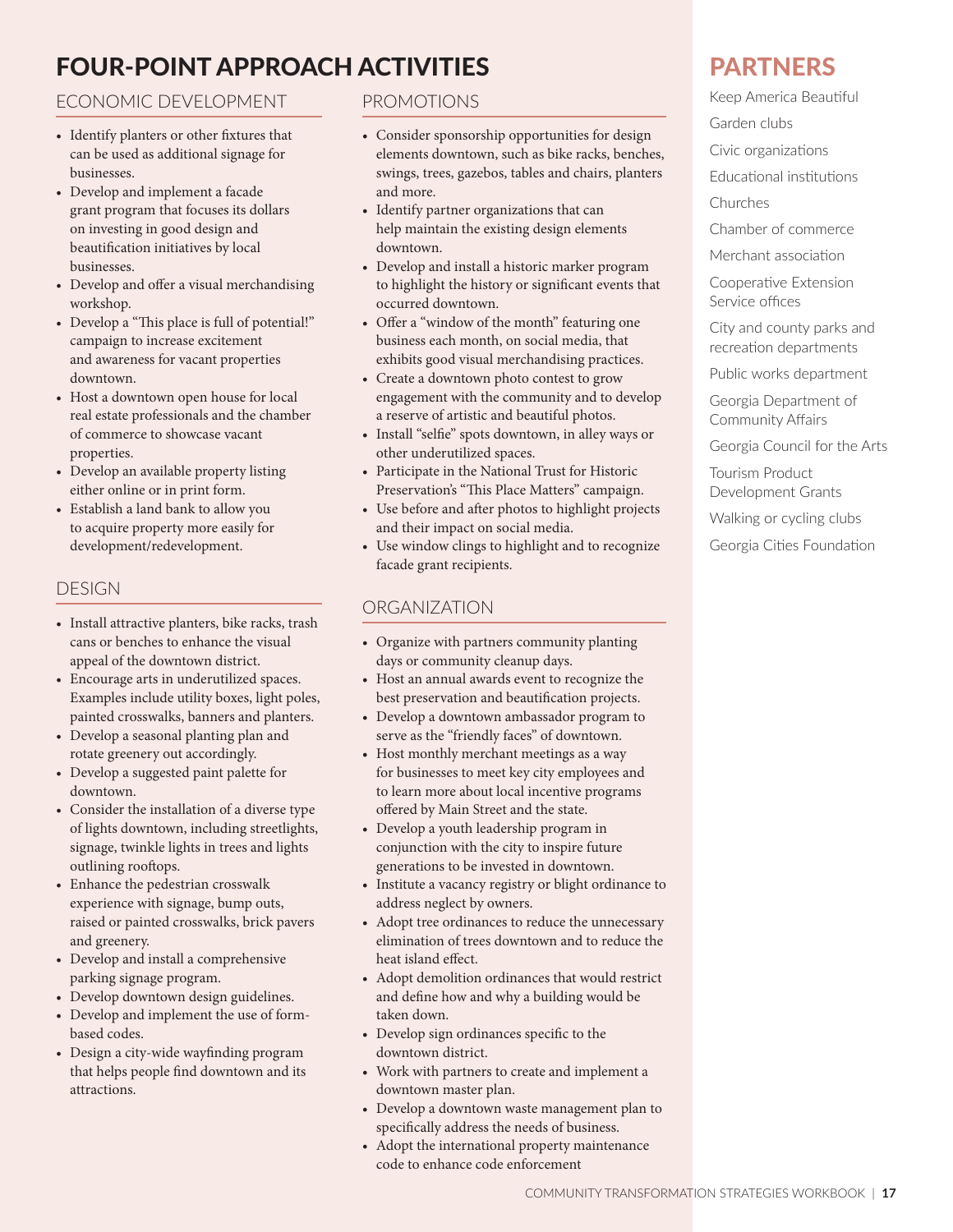# FOUR-POINT APPROACH ACTIVITIES

## ECONOMIC DEVELOPMENT

- Identify planters or other fixtures that can be used as additional signage for businesses.
- Develop and implement a facade grant program that focuses its dollars on investing in good design and beautification initiatives by local businesses.
- Develop and offer a visual merchandising workshop.
- Develop a "This place is full of potential!" campaign to increase excitement and awareness for vacant properties downtown.
- Host a downtown open house for local real estate professionals and the chamber of commerce to showcase vacant properties.
- Develop an available property listing either online or in print form.
- Establish a land bank to allow you to acquire property more easily for development/redevelopment.

## DESIGN

- Install attractive planters, bike racks, trash cans or benches to enhance the visual appeal of the downtown district.
- Encourage arts in underutilized spaces. Examples include utility boxes, light poles, painted crosswalks, banners and planters.
- Develop a seasonal planting plan and rotate greenery out accordingly.
- Develop a suggested paint palette for downtown.
- Consider the installation of a diverse type of lights downtown, including streetlights, signage, twinkle lights in trees and lights outlining rooftops.
- Enhance the pedestrian crosswalk experience with signage, bump outs, raised or painted crosswalks, brick pavers and greenery.
- Develop and install a comprehensive parking signage program.
- Develop downtown design guidelines.
- Develop and implement the use of form-based codes.
- Design a city-wide wayfinding program that helps people find downtown and its attractions.

## PROMOTIONS

- Consider sponsorship opportunities for design elements downtown, such as bike racks, benches, swings, trees, gazebos, tables and chairs, planters and more.
- Identify partner organizations that can help maintain the existing design elements downtown.
- Develop and install a historic marker program to highlight the history or significant events that occurred downtown.
- Offer a "window of the month" featuring one business each month, on social media, that exhibits good visual merchandising practices.
- Create a downtown photo contest to grow engagement with the community and to develop a reserve of artistic and beautiful photos.
- Install "selfie" spots downtown, in alley ways or other underutilized spaces.
- Participate in the National Trust for Historic Preservation's "This Place Matters" campaign.
- Use before and after photos to highlight projects and their impact on social media.
- Use window clings to highlight and to recognize facade grant recipients.

## ORGANIZATION

- Organize with partners community planting days or community cleanup days.
- Host an annual awards event to recognize the best preservation and beautification projects.
- Develop a downtown ambassador program to serve as the "friendly faces" of downtown.
- Host monthly merchant meetings as a way for businesses to meet key city employees and to learn more about local incentive programs offered by Main Street and the state.
- Develop a youth leadership program in conjunction with the city to inspire future generations to be invested in downtown.
- Institute a vacancy registry or blight ordinance to address neglect by owners.
- Adopt tree ordinances to reduce the unnecessary elimination of trees downtown and to reduce the heat island effect.
- Adopt demolition ordinances that would restrict and define how and why a building would be taken down.
- Develop sign ordinances specific to the downtown district.
- Work with partners to create and implement a downtown master plan.
- Develop a downtown waste management plan to specifically address the needs of business.
- Adopt the international property maintenance code to enhance code enforcement

# PARTNERS

- Keep America Beautiful
- Garden clubs
- Civic organizations
- Educational institutions
- Churches
- Chamber of commerce
- Merchant association
- Cooperative Extension Service offices
- City and county parks and recreation departments
- Public works department
- Georgia Department of Community Affairs
- Georgia Council for the Arts
- Tourism Product Development Grants
- Walking or cycling clubs
- Georgia Cities Foundation